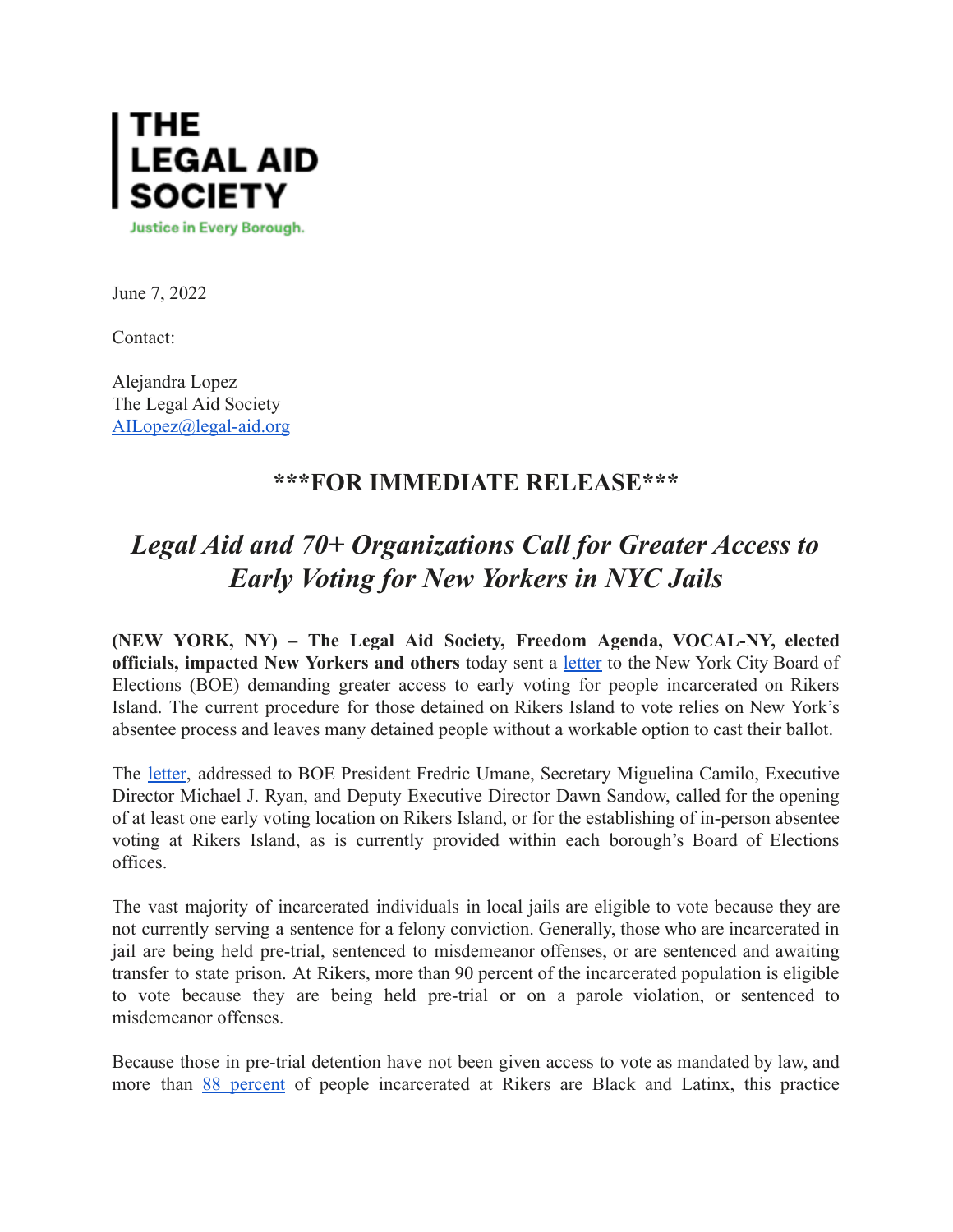**THE LEGAL AID SOCIETY**

Justice in Every Borough.

June 7, 2022

Contact:

Alejandra Lopez
The Legal Aid Society
AILopez@legal-aid.org

## ***FOR IMMEDIATE RELEASE***

# *Legal Aid and 70+ Organizations Call for Greater Access to Early Voting for New Yorkers in NYC Jails*

**(NEW YORK, NY) – The Legal Aid Society, Freedom Agenda, VOCAL-NY, elected officials, impacted New Yorkers and others** today sent a letter to the New York City Board of Elections (BOE) demanding greater access to early voting for people incarcerated on Rikers Island. The current procedure for those detained on Rikers Island to vote relies on New York's absentee process and leaves many detained people without a workable option to cast their ballot.

The letter, addressed to BOE President Fredric Umane, Secretary Miguelina Camilo, Executive Director Michael J. Ryan, and Deputy Executive Director Dawn Sandow, called for the opening of at least one early voting location on Rikers Island, or for the establishing of in-person absentee voting at Rikers Island, as is currently provided within each borough's Board of Elections offices.

The vast majority of incarcerated individuals in local jails are eligible to vote because they are not currently serving a sentence for a felony conviction. Generally, those who are incarcerated in jail are being held pre-trial, sentenced to misdemeanor offenses, or are sentenced and awaiting transfer to state prison. At Rikers, more than 90 percent of the incarcerated population is eligible to vote because they are being held pre-trial or on a parole violation, or sentenced to misdemeanor offenses.

Because those in pre-trial detention have not been given access to vote as mandated by law, and more than 88 percent of people incarcerated at Rikers are Black and Latinx, this practice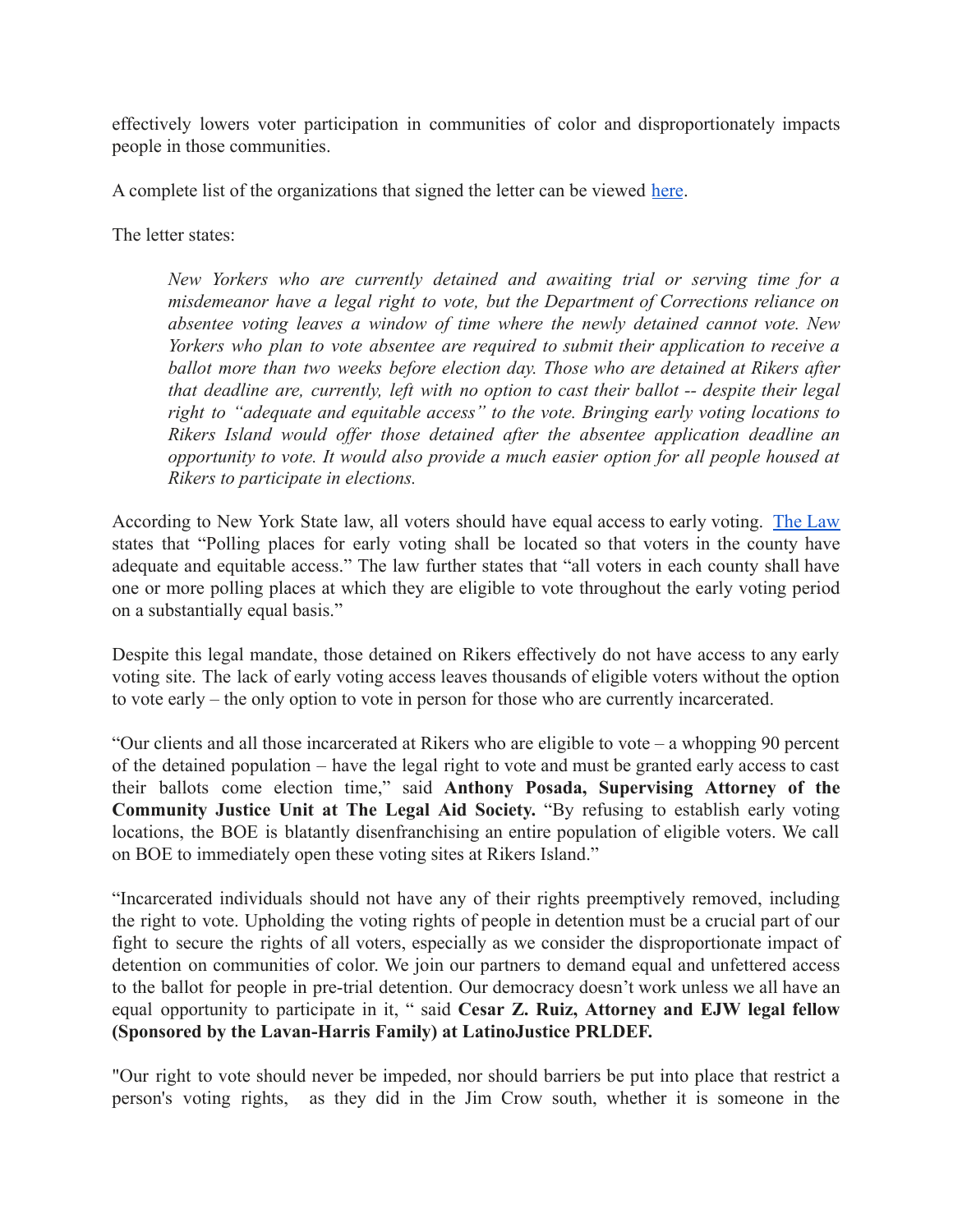effectively lowers voter participation in communities of color and disproportionately impacts people in those communities.

A complete list of the organizations that signed the letter can be viewed [here](#).

The letter states:

> *New Yorkers who are currently detained and awaiting trial or serving time for a misdemeanor have a legal right to vote, but the Department of Corrections reliance on absentee voting leaves a window of time where the newly detained cannot vote. New Yorkers who plan to vote absentee are required to submit their application to receive a ballot more than two weeks before election day. Those who are detained at Rikers after that deadline are, currently, left with no option to cast their ballot -- despite their legal right to "adequate and equitable access" to the vote. Bringing early voting locations to Rikers Island would offer those detained after the absentee application deadline an opportunity to vote. It would also provide a much easier option for all people housed at Rikers to participate in elections.*

According to New York State law, all voters should have equal access to early voting. [The Law](#) states that "Polling places for early voting shall be located so that voters in the county have adequate and equitable access." The law further states that "all voters in each county shall have one or more polling places at which they are eligible to vote throughout the early voting period on a substantially equal basis."

Despite this legal mandate, those detained on Rikers effectively do not have access to any early voting site. The lack of early voting access leaves thousands of eligible voters without the option to vote early – the only option to vote in person for those who are currently incarcerated.

"Our clients and all those incarcerated at Rikers who are eligible to vote – a whopping 90 percent of the detained population – have the legal right to vote and must be granted early access to cast their ballots come election time," said **Anthony Posada, Supervising Attorney of the Community Justice Unit at The Legal Aid Society.** "By refusing to establish early voting locations, the BOE is blatantly disenfranchising an entire population of eligible voters. We call on BOE to immediately open these voting sites at Rikers Island."

"Incarcerated individuals should not have any of their rights preemptively removed, including the right to vote. Upholding the voting rights of people in detention must be a crucial part of our fight to secure the rights of all voters, especially as we consider the disproportionate impact of detention on communities of color. We join our partners to demand equal and unfettered access to the ballot for people in pre-trial detention. Our democracy doesn't work unless we all have an equal opportunity to participate in it, " said **Cesar Z. Ruiz, Attorney and EJW legal fellow (Sponsored by the Lavan-Harris Family) at LatinoJustice PRLDEF.**

"Our right to vote should never be impeded, nor should barriers be put into place that restrict a person's voting rights, as they did in the Jim Crow south, whether it is someone in the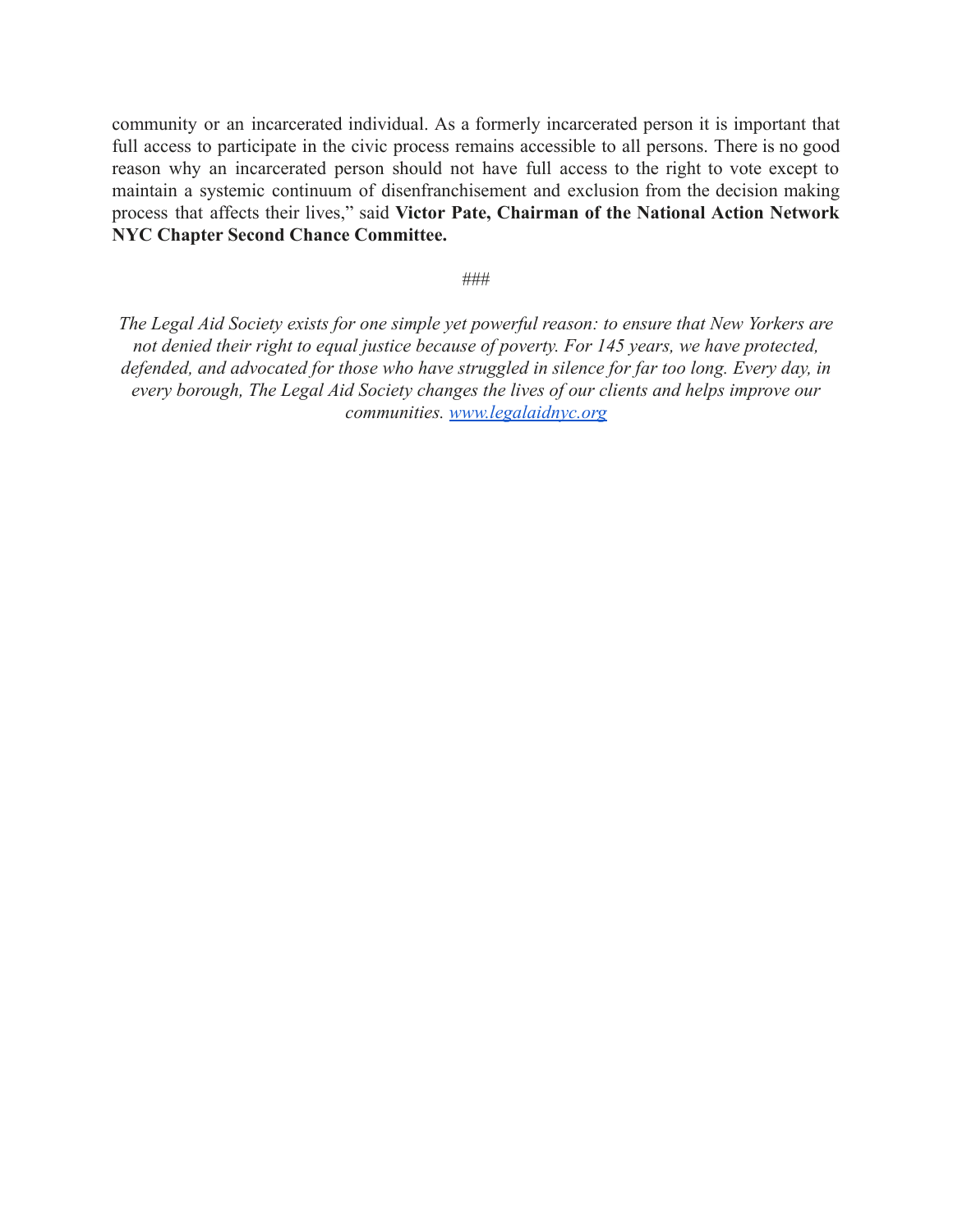community or an incarcerated individual. As a formerly incarcerated person it is important that full access to participate in the civic process remains accessible to all persons. There is no good reason why an incarcerated person should not have full access to the right to vote except to maintain a systemic continuum of disenfranchisement and exclusion from the decision making process that affects their lives," said **Victor Pate, Chairman of the National Action Network NYC Chapter Second Chance Committee.**

###

*The Legal Aid Society exists for one simple yet powerful reason: to ensure that New Yorkers are not denied their right to equal justice because of poverty. For 145 years, we have protected, defended, and advocated for those who have struggled in silence for far too long. Every day, in every borough, The Legal Aid Society changes the lives of our clients and helps improve our communities.* [*www.legalaidnyc.org*](http://www.legalaidnyc.org)